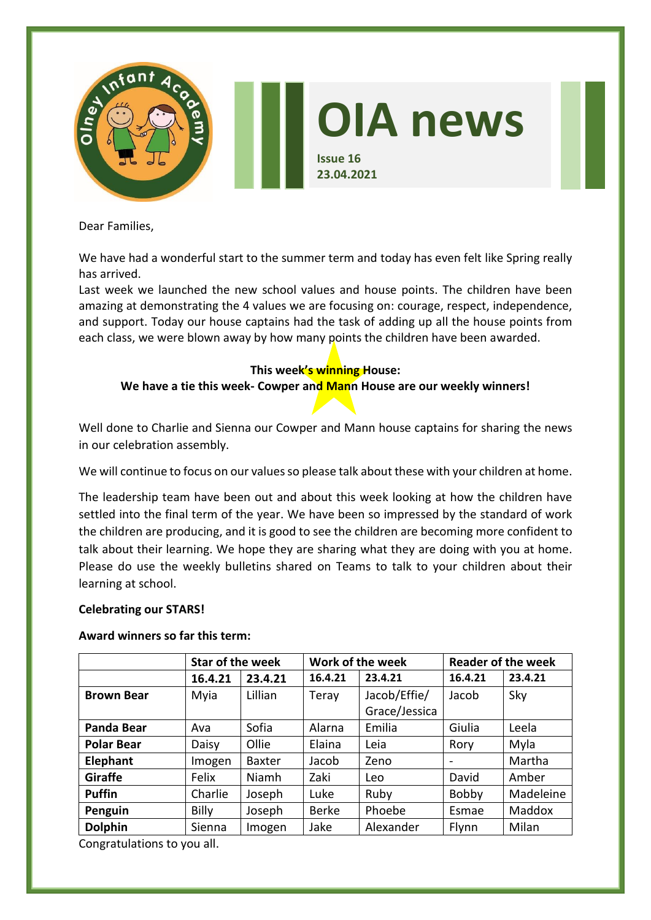# OIA news

**Issue 16**
**23.04.2021**

Dear Families,

We have had a wonderful start to the summer term and today has even felt like Spring really has arrived.
Last week we launched the new school values and house points. The children have been amazing at demonstrating the 4 values we are focusing on: courage, respect, independence, and support. Today our house captains had the task of adding up all the house points from each class, we were blown away by how many points the children have been awarded.

**This week's winning House:**
**We have a tie this week- Cowper and Mann House are our weekly winners!**

Well done to Charlie and Sienna our Cowper and Mann house captains for sharing the news in our celebration assembly.

We will continue to focus on our values so please talk about these with your children at home.

The leadership team have been out and about this week looking at how the children have settled into the final term of the year. We have been so impressed by the standard of work the children are producing, and it is good to see the children are becoming more confident to talk about their learning. We hope they are sharing what they are doing with you at home. Please do use the weekly bulletins shared on Teams to talk to your children about their learning at school.

**Celebrating our STARS!**

**Award winners so far this term:**

| | Star of the week | | Work of the week | | Reader of the week | |
|---|---|---|---|---|---|---|
| | **16.4.21** | **23.4.21** | **16.4.21** | **23.4.21** | **16.4.21** | **23.4.21** |
| **Brown Bear** | Myia | Lillian | Teray | Jacob/Effie/ Grace/Jessica | Jacob | Sky |
| **Panda Bear** | Ava | Sofia | Alarna | Emilia | Giulia | Leela |
| **Polar Bear** | Daisy | Ollie | Elaina | Leia | Rory | Myla |
| **Elephant** | Imogen | Baxter | Jacob | Zeno | - | Martha |
| **Giraffe** | Felix | Niamh | Zaki | Leo | David | Amber |
| **Puffin** | Charlie | Joseph | Luke | Ruby | Bobby | Madeleine |
| **Penguin** | Billy | Joseph | Berke | Phoebe | Esmae | Maddox |
| **Dolphin** | Sienna | Imogen | Jake | Alexander | Flynn | Milan |

Congratulations to you all.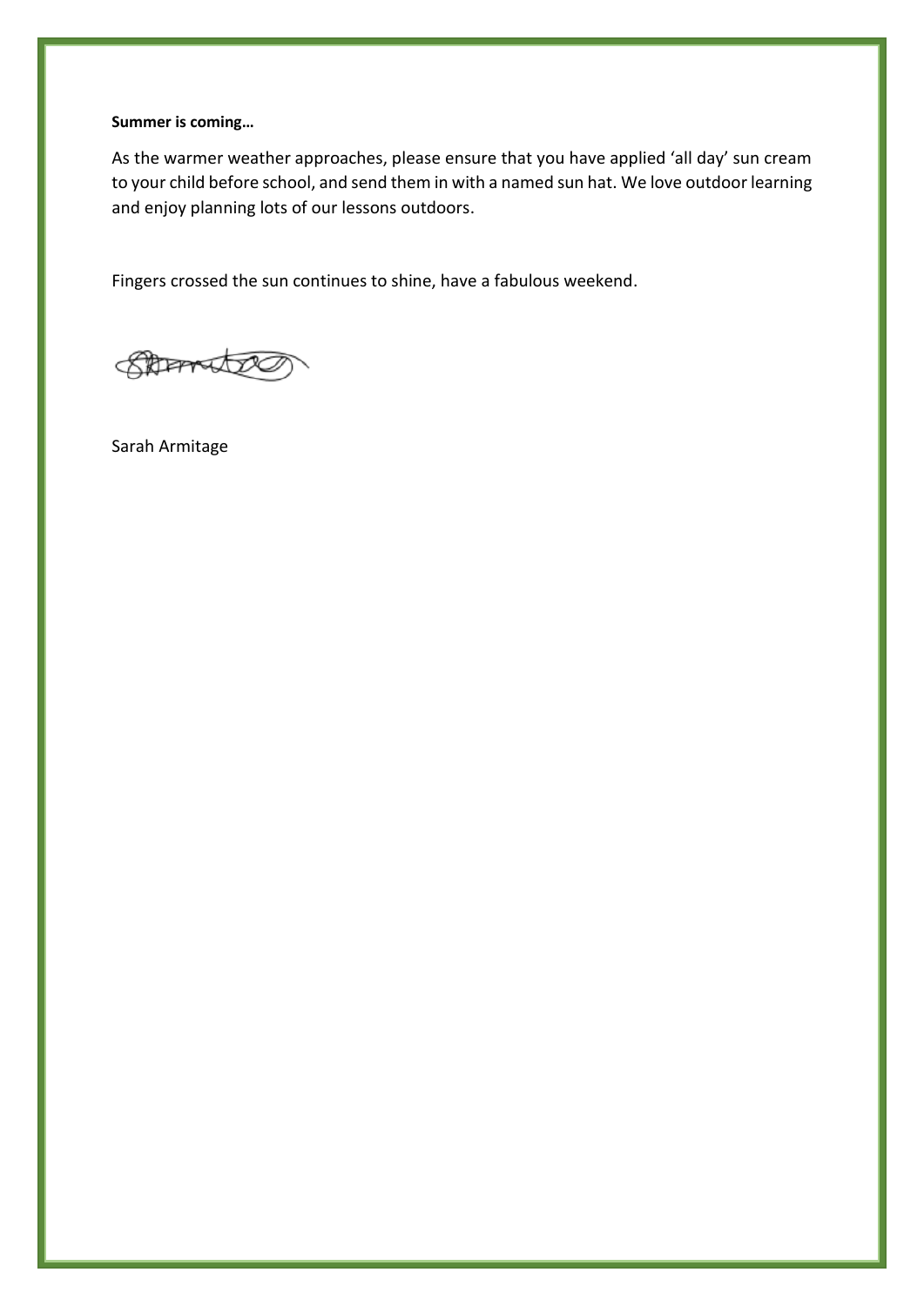**Summer is coming…**

As the warmer weather approaches, please ensure that you have applied 'all day' sun cream to your child before school, and send them in with a named sun hat. We love outdoor learning and enjoy planning lots of our lessons outdoors.

Fingers crossed the sun continues to shine, have a fabulous weekend.

Sarah Armitage